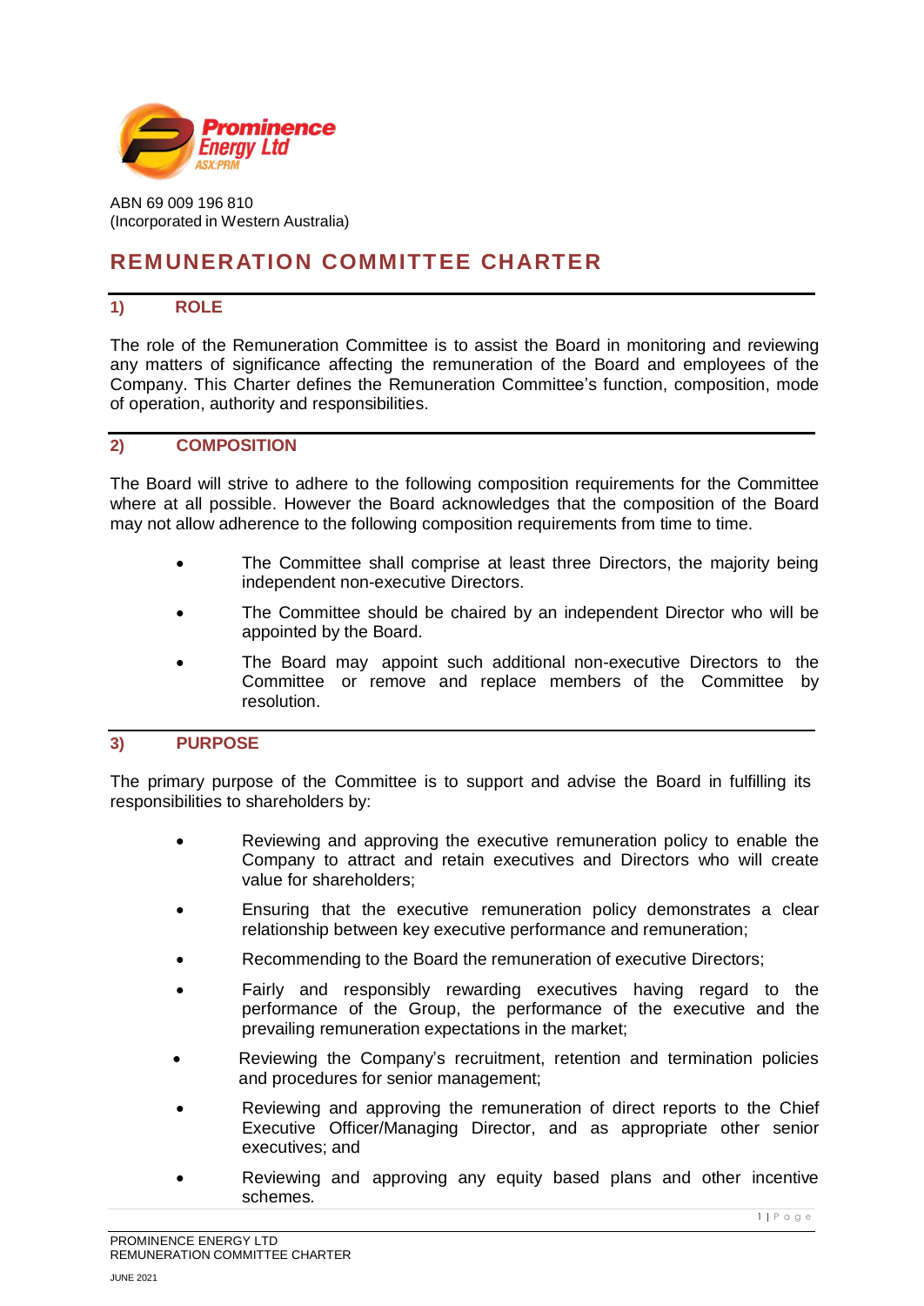ABN 69 009 196 810
(Incorporated in Western Australia)

# REMUNERATION COMMITTEE CHARTER

## 1) ROLE

The role of the Remuneration Committee is to assist the Board in monitoring and reviewing any matters of significance affecting the remuneration of the Board and employees of the Company. This Charter defines the Remuneration Committee's function, composition, mode of operation, authority and responsibilities.

## 2) COMPOSITION

The Board will strive to adhere to the following composition requirements for the Committee where at all possible. However the Board acknowledges that the composition of the Board may not allow adherence to the following composition requirements from time to time.

- The Committee shall comprise at least three Directors, the majority being independent non-executive Directors.
- The Committee should be chaired by an independent Director who will be appointed by the Board.
- The Board may appoint such additional non-executive Directors to the Committee or remove and replace members of the Committee by resolution.

## 3) PURPOSE

The primary purpose of the Committee is to support and advise the Board in fulfilling its responsibilities to shareholders by:

- Reviewing and approving the executive remuneration policy to enable the Company to attract and retain executives and Directors who will create value for shareholders;
- Ensuring that the executive remuneration policy demonstrates a clear relationship between key executive performance and remuneration;
- Recommending to the Board the remuneration of executive Directors;
- Fairly and responsibly rewarding executives having regard to the performance of the Group, the performance of the executive and the prevailing remuneration expectations in the market;
- Reviewing the Company's recruitment, retention and termination policies and procedures for senior management;
- Reviewing and approving the remuneration of direct reports to the Chief Executive Officer/Managing Director, and as appropriate other senior executives; and
- Reviewing and approving any equity based plans and other incentive schemes.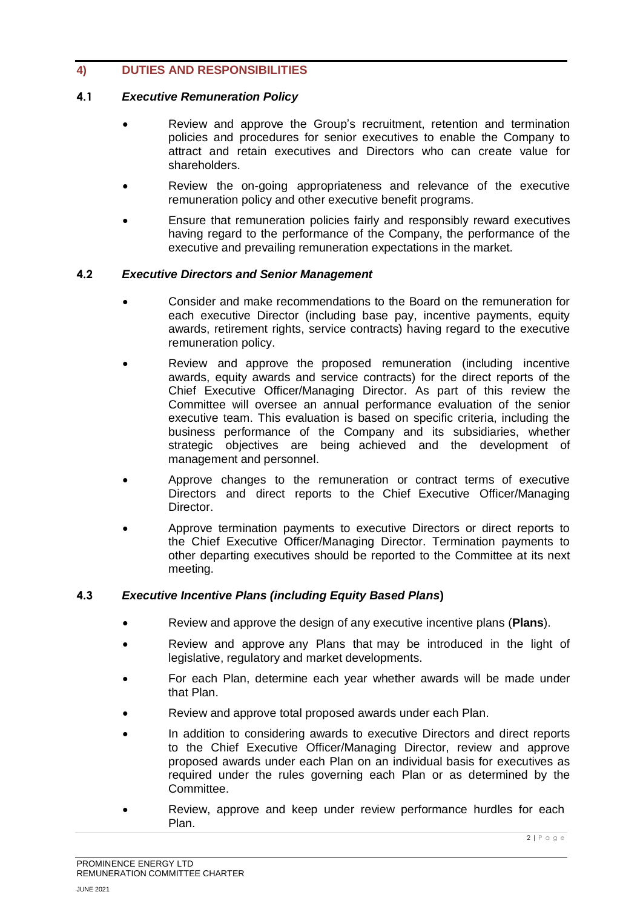## 4) DUTIES AND RESPONSIBILITIES

### 4.1 *Executive Remuneration Policy*

- Review and approve the Group's recruitment, retention and termination policies and procedures for senior executives to enable the Company to attract and retain executives and Directors who can create value for shareholders.
- Review the on-going appropriateness and relevance of the executive remuneration policy and other executive benefit programs.
- Ensure that remuneration policies fairly and responsibly reward executives having regard to the performance of the Company, the performance of the executive and prevailing remuneration expectations in the market.

### 4.2 *Executive Directors and Senior Management*

- Consider and make recommendations to the Board on the remuneration for each executive Director (including base pay, incentive payments, equity awards, retirement rights, service contracts) having regard to the executive remuneration policy.
- Review and approve the proposed remuneration (including incentive awards, equity awards and service contracts) for the direct reports of the Chief Executive Officer/Managing Director. As part of this review the Committee will oversee an annual performance evaluation of the senior executive team. This evaluation is based on specific criteria, including the business performance of the Company and its subsidiaries, whether strategic objectives are being achieved and the development of management and personnel.
- Approve changes to the remuneration or contract terms of executive Directors and direct reports to the Chief Executive Officer/Managing Director.
- Approve termination payments to executive Directors or direct reports to the Chief Executive Officer/Managing Director. Termination payments to other departing executives should be reported to the Committee at its next meeting.

### 4.3 *Executive Incentive Plans (including Equity Based Plans*)

- Review and approve the design of any executive incentive plans (**Plans**).
- Review and approve any Plans that may be introduced in the light of legislative, regulatory and market developments.
- For each Plan, determine each year whether awards will be made under that Plan.
- Review and approve total proposed awards under each Plan.
- In addition to considering awards to executive Directors and direct reports to the Chief Executive Officer/Managing Director, review and approve proposed awards under each Plan on an individual basis for executives as required under the rules governing each Plan or as determined by the Committee.
- Review, approve and keep under review performance hurdles for each Plan.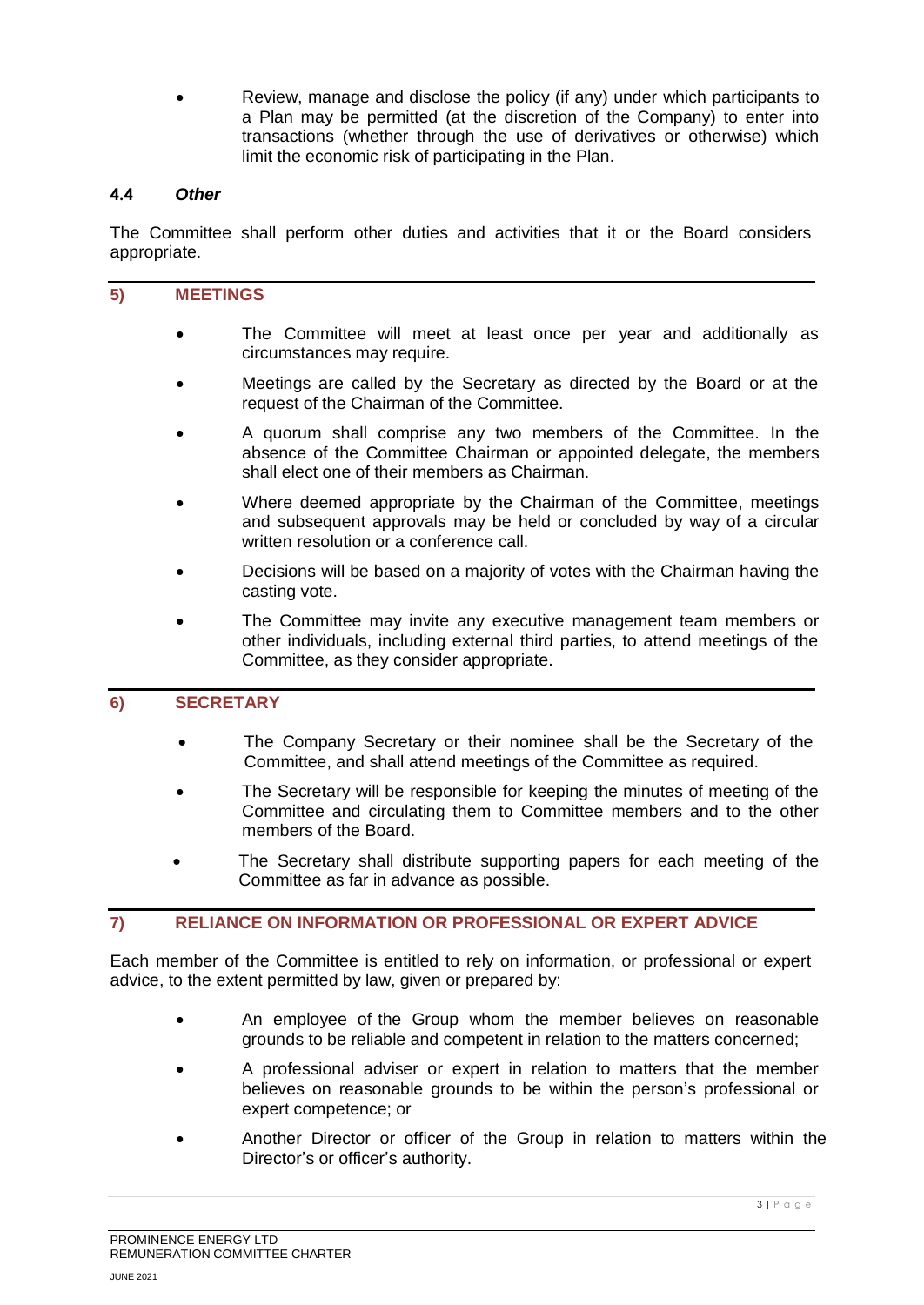- Review, manage and disclose the policy (if any) under which participants to a Plan may be permitted (at the discretion of the Company) to enter into transactions (whether through the use of derivatives or otherwise) which limit the economic risk of participating in the Plan.

### 4.4 *Other*

The Committee shall perform other duties and activities that it or the Board considers appropriate.

## 5) MEETINGS

- The Committee will meet at least once per year and additionally as circumstances may require.
- Meetings are called by the Secretary as directed by the Board or at the request of the Chairman of the Committee.
- A quorum shall comprise any two members of the Committee. In the absence of the Committee Chairman or appointed delegate, the members shall elect one of their members as Chairman.
- Where deemed appropriate by the Chairman of the Committee, meetings and subsequent approvals may be held or concluded by way of a circular written resolution or a conference call.
- Decisions will be based on a majority of votes with the Chairman having the casting vote.
- The Committee may invite any executive management team members or other individuals, including external third parties, to attend meetings of the Committee, as they consider appropriate.

## 6) SECRETARY

- The Company Secretary or their nominee shall be the Secretary of the Committee, and shall attend meetings of the Committee as required.
- The Secretary will be responsible for keeping the minutes of meeting of the Committee and circulating them to Committee members and to the other members of the Board.
- The Secretary shall distribute supporting papers for each meeting of the Committee as far in advance as possible.

## 7) RELIANCE ON INFORMATION OR PROFESSIONAL OR EXPERT ADVICE

Each member of the Committee is entitled to rely on information, or professional or expert advice, to the extent permitted by law, given or prepared by:

- An employee of the Group whom the member believes on reasonable grounds to be reliable and competent in relation to the matters concerned;
- A professional adviser or expert in relation to matters that the member believes on reasonable grounds to be within the person's professional or expert competence; or
- Another Director or officer of the Group in relation to matters within the Director's or officer's authority.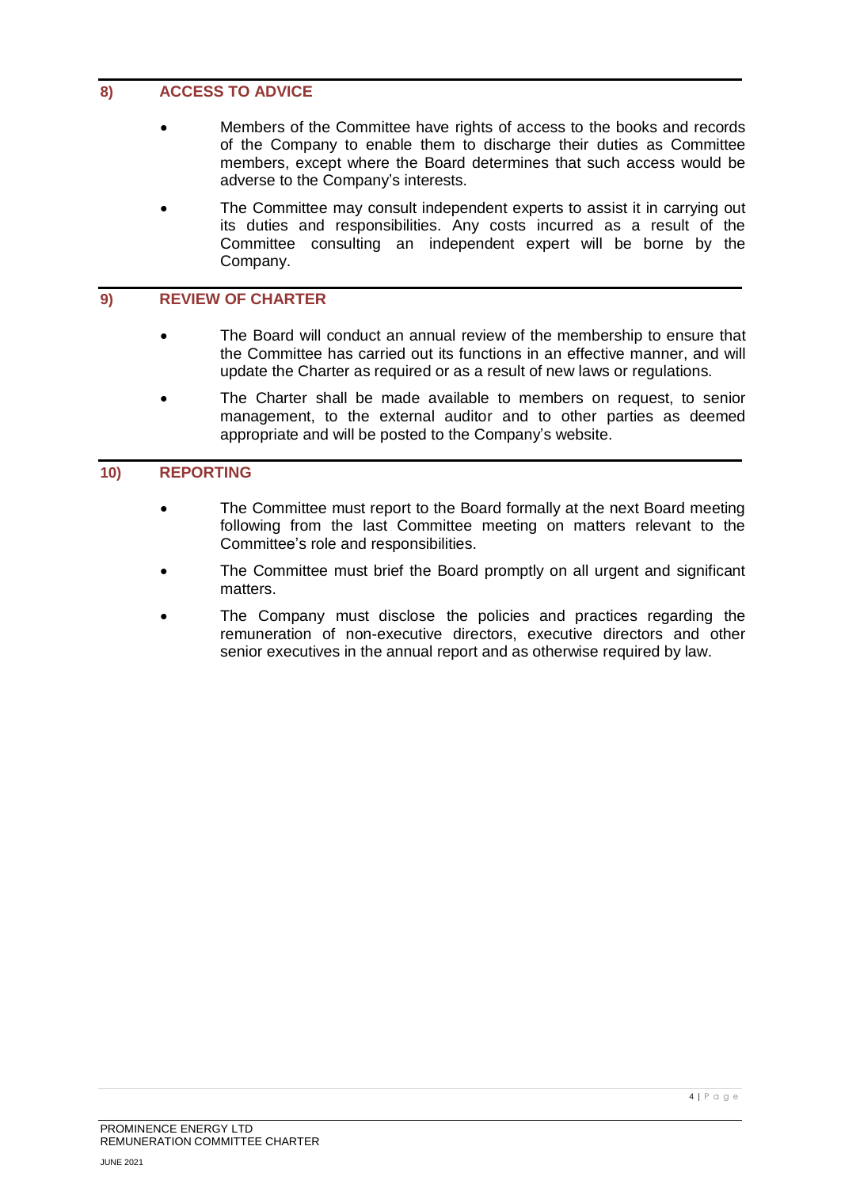## 8) ACCESS TO ADVICE

- Members of the Committee have rights of access to the books and records of the Company to enable them to discharge their duties as Committee members, except where the Board determines that such access would be adverse to the Company's interests.
- The Committee may consult independent experts to assist it in carrying out its duties and responsibilities. Any costs incurred as a result of the Committee consulting an independent expert will be borne by the Company.

## 9) REVIEW OF CHARTER

- The Board will conduct an annual review of the membership to ensure that the Committee has carried out its functions in an effective manner, and will update the Charter as required or as a result of new laws or regulations.
- The Charter shall be made available to members on request, to senior management, to the external auditor and to other parties as deemed appropriate and will be posted to the Company's website.

## 10) REPORTING

- The Committee must report to the Board formally at the next Board meeting following from the last Committee meeting on matters relevant to the Committee's role and responsibilities.
- The Committee must brief the Board promptly on all urgent and significant matters.
- The Company must disclose the policies and practices regarding the remuneration of non-executive directors, executive directors and other senior executives in the annual report and as otherwise required by law.